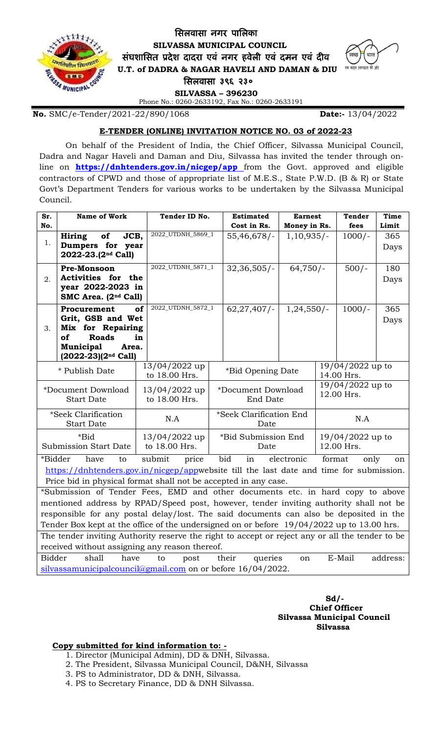# सिलवासा नगर पालिका
# SILVASSA MUNICIPAL COUNCIL
## संघशासित प्रदेश दादरा एवं नगर हवेली एवं दमन एवं दीव
## U.T. of DADRA & NAGAR HAVELI AND DAMAN & DIU
### सिलवासा ३९६ २३०
### SILVASSA – 396230

Phone No.: 0260-2633192, Fax No.: 0260-2633191

**No.** SMC/e-Tender/2021-22/890/1068 **Date:-** 13/04/2022

## E-TENDER (ONLINE) INVITATION NOTICE NO. 03 of 2022-23

On behalf of the President of India, the Chief Officer, Silvassa Municipal Council, Dadra and Nagar Haveli and Daman and Diu, Silvassa has invited the tender through on-line on **https://dnhtenders.gov.in/nicgep/app** from the Govt. approved and eligible contractors of CPWD and those of appropriate list of M.E.S., State P.W.D. (B & R) or State Govt's Department Tenders for various works to be undertaken by the Silvassa Municipal Council.

| Sr. No. | Name of Work | Tender ID No. | Estimated Cost in Rs. | Earnest Money in Rs. | Tender fees | Time Limit |
|---|---|---|---|---|---|---|
| 1. | **Hiring of JCB, Dumpers for year 2022-23.(2nd Call)** | 2022_UTDNH_5869_1 | 55,46,678/- | 1,10,935/- | 1000/- | 365 Days |
| 2. | **Pre-Monsoon Activities for the year 2022-2023 in SMC Area. (2nd Call)** | 2022_UTDNH_5871_1 | 32,36,505/- | 64,750/- | 500/- | 180 Days |
| 3. | **Procurement of Grit, GSB and Wet Mix for Repairing of Roads in Municipal Area. (2022-23)(2nd Call)** | 2022_UTDNH_5872_1 | 62,27,407/- | 1,24,550/- | 1000/- | 365 Days |

| | | | |
|---|---|---|---|
| * Publish Date | 13/04/2022 up to 18.00 Hrs. | *Bid Opening Date | 19/04/2022 up to 14.00 Hrs. |
| *Document Download Start Date | 13/04/2022 up to 18.00 Hrs. | *Document Download End Date | 19/04/2022 up to 12.00 Hrs. |
| *Seek Clarification Start Date | N.A | *Seek Clarification End Date | N.A |
| *Bid Submission Start Date | 13/04/2022 up to 18.00 Hrs. | *Bid Submission End Date | 19/04/2022 up to 12.00 Hrs. |

*Bidder have to submit price bid in electronic format only on https://dnhtenders.gov.in/nicgep/appwebsite till the last date and time for submission. Price bid in physical format shall not be accepted in any case.

*Submission of Tender Fees, EMD and other documents etc. in hard copy to above mentioned address by RPAD/Speed post, however, tender inviting authority shall not be responsible for any postal delay/lost. The said documents can also be deposited in the Tender Box kept at the office of the undersigned on or before 19/04/2022 up to 13.00 hrs.

The tender inviting Authority reserve the right to accept or reject any or all the tender to be received without assigning any reason thereof.

Bidder shall have to post their queries on E-Mail address: silvassamunicipalcouncil@gmail.com on or before 16/04/2022.

**Sd/-**
**Chief Officer**
**Silvassa Municipal Council**
**Silvassa**

**Copy submitted for kind information to: -**

1. Director (Municipal Admin), DD & DNH, Silvassa.
2. The President, Silvassa Municipal Council, D&NH, Silvassa
3. PS to Administrator, DD & DNH, Silvassa.
4. PS to Secretary Finance, DD & DNH Silvassa.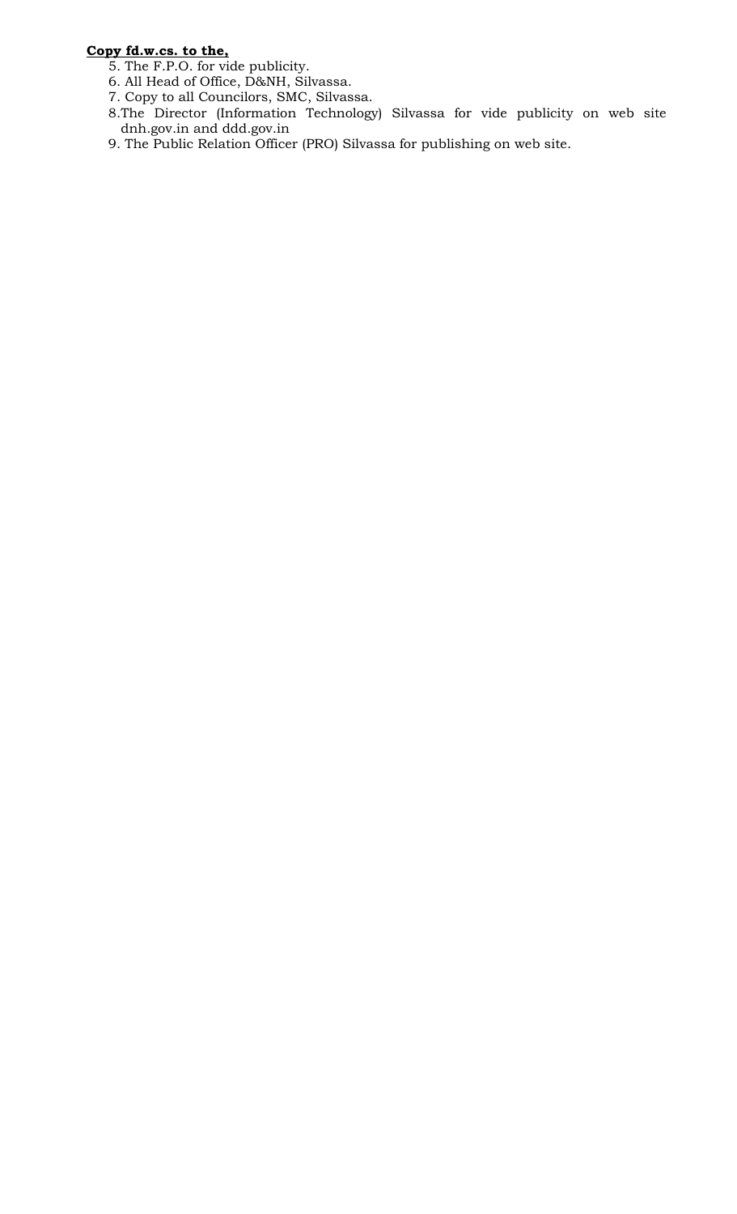**Copy fd.w.cs. to the,**

5. The F.P.O. for vide publicity.
6. All Head of Office, D&NH, Silvassa.
7. Copy to all Councilors, SMC, Silvassa.
8. The Director (Information Technology) Silvassa for vide publicity on web site dnh.gov.in and ddd.gov.in
9. The Public Relation Officer (PRO) Silvassa for publishing on web site.